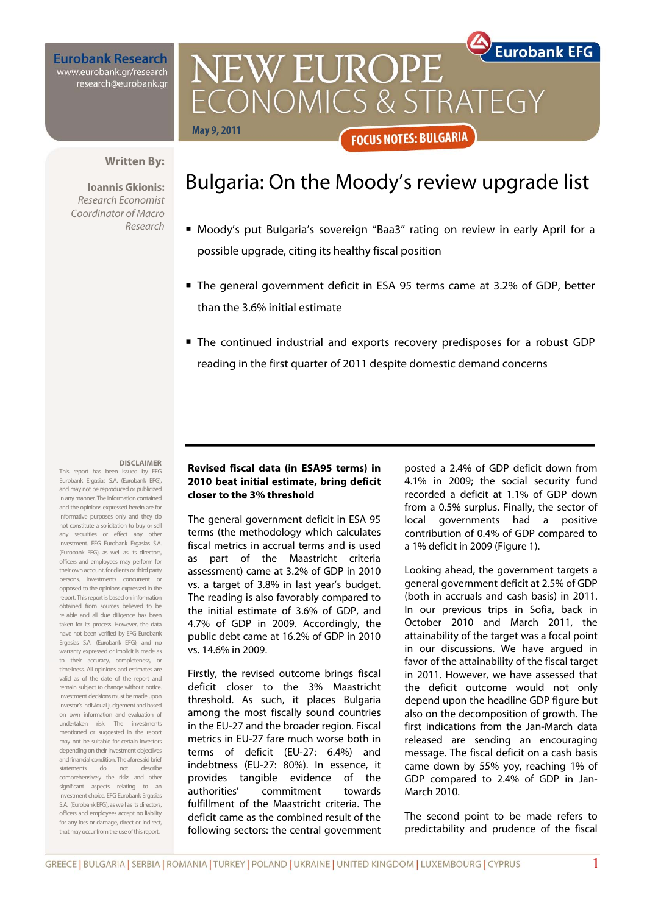Eurobank Research
www.eurobank.gr/research
research@eurobank.gr

# NEW EUROPE ECONOMICS & STRATEGY

Eurobank EFG

May 9, 2011

FOCUS NOTES: BULGARIA

**Written By:**

**Ioannis Gkionis:**
*Research Economist*
*Coordinator of Macro Research*

## Bulgaria: On the Moody's review upgrade list

- Moody's put Bulgaria's sovereign "Baa3" rating on review in early April for a possible upgrade, citing its healthy fiscal position
- The general government deficit in ESA 95 terms came at 3.2% of GDP, better than the 3.6% initial estimate
- The continued industrial and exports recovery predisposes for a robust GDP reading in the first quarter of 2011 despite domestic demand concerns

**Revised fiscal data (in ESA95 terms) in 2010 beat initial estimate, bring deficit closer to the 3% threshold**

The general government deficit in ESA 95 terms (the methodology which calculates fiscal metrics in accrual terms and is used as part of the Maastricht criteria assessment) came at 3.2% of GDP in 2010 vs. a target of 3.8% in last year's budget. The reading is also favorably compared to the initial estimate of 3.6% of GDP, and 4.7% of GDP in 2009. Accordingly, the public debt came at 16.2% of GDP in 2010 vs. 14.6% in 2009.

Firstly, the revised outcome brings fiscal deficit closer to the 3% Maastricht threshold. As such, it places Bulgaria among the most fiscally sound countries in the EU-27 and the broader region. Fiscal metrics in EU-27 fare much worse both in terms of deficit (EU-27: 6.4%) and indebtness (EU-27: 80%). In essence, it provides tangible evidence of the authorities' commitment towards fulfillment of the Maastricht criteria. The deficit came as the combined result of the following sectors: the central government posted a 2.4% of GDP deficit down from 4.1% in 2009; the social security fund recorded a deficit at 1.1% of GDP down from a 0.5% surplus. Finally, the sector of local governments had a positive contribution of 0.4% of GDP compared to a 1% deficit in 2009 (Figure 1).

Looking ahead, the government targets a general government deficit at 2.5% of GDP (both in accruals and cash basis) in 2011. In our previous trips in Sofia, back in October 2010 and March 2011, the attainability of the target was a focal point in our discussions. We have argued in favor of the attainability of the fiscal target in 2011. However, we have assessed that the deficit outcome would not only depend upon the headline GDP figure but also on the decomposition of growth. The first indications from the Jan-March data released are sending an encouraging message. The fiscal deficit on a cash basis came down by 55% yoy, reaching 1% of GDP compared to 2.4% of GDP in Jan-March 2010.

The second point to be made refers to predictability and prudence of the fiscal

**DISCLAIMER**
This report has been issued by EFG Eurobank Ergasias S.A. (Eurobank EFG), and may not be reproduced or publicized in any manner. The information contained and the opinions expressed herein are for informative purposes only and they do not constitute a solicitation to buy or sell any securities or effect any other investment. EFG Eurobank Ergasias S.A. (Eurobank EFG), as well as its directors, officers and employees may perform for their own account, for clients or third party persons, investments concurrent or opposed to the opinions expressed in the report. This report is based on information obtained from sources believed to be reliable and all due diligence has been taken for its process. However, the data have not been verified by EFG Eurobank Ergasias S.A. (Eurobank EFG), and no warranty expressed or implicit is made as to their accuracy, completeness, or timeliness. All opinions and estimates are valid as of the date of the report and remain subject to change without notice. Investment decisions must be made upon investor's individual judgement and based on own information and evaluation of undertaken risk. The investments mentioned or suggested in the report may not be suitable for certain investors depending on their investment objectives and financial condition. The aforesaid brief statements do not describe comprehensively the risks and other significant aspects relating to an investment choice. EFG Eurobank Ergasias S.A. (Eurobank EFG), as well as its directors, officers and employees accept no liability for any loss or damage, direct or indirect, that may occur from the use of this report.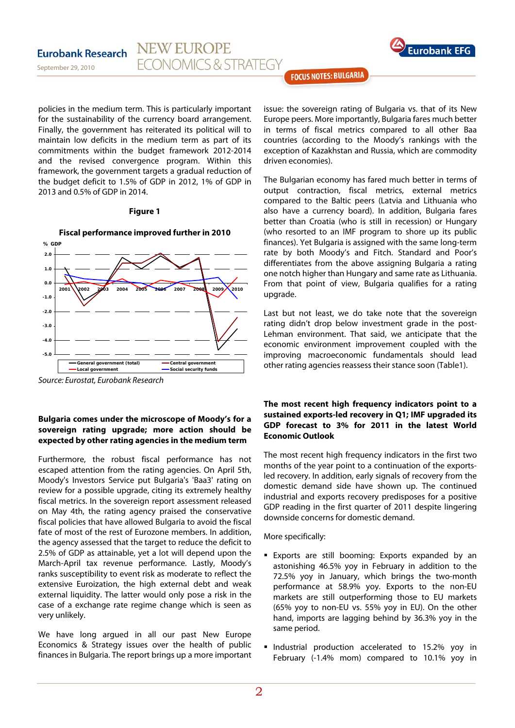policies in the medium term. This is particularly important for the sustainability of the currency board arrangement. Finally, the government has reiterated its political will to maintain low deficits in the medium term as part of its commitments within the budget framework 2012-2014 and the revised convergence program. Within this framework, the government targets a gradual reduction of the budget deficit to 1.5% of GDP in 2012, 1% of GDP in 2013 and 0.5% of GDP in 2014.

**Figure 1**

**Fiscal performance improved further in 2010**

% GDP

General government (total) | Central government | Local government | Social security funds

*Source: Eurostat, Eurobank Research*

**Bulgaria comes under the microscope of Moody's for a sovereign rating upgrade; more action should be expected by other rating agencies in the medium term**

Furthermore, the robust fiscal performance has not escaped attention from the rating agencies. On April 5th, Moody's Investors Service put Bulgaria's 'Baa3' rating on review for a possible upgrade, citing its extremely healthy fiscal metrics. In the sovereign report assessment released on May 4th, the rating agency praised the conservative fiscal policies that have allowed Bulgaria to avoid the fiscal fate of most of the rest of Eurozone members. In addition, the agency assessed that the target to reduce the deficit to 2.5% of GDP as attainable, yet a lot will depend upon the March-April tax revenue performance. Lastly, Moody's ranks susceptibility to event risk as moderate to reflect the extensive Euroization, the high external debt and weak external liquidity. The latter would only pose a risk in the case of a exchange rate regime change which is seen as very unlikely.

We have long argued in all our past New Europe Economics & Strategy issues over the health of public finances in Bulgaria. The report brings up a more important issue: the sovereign rating of Bulgaria vs. that of its New Europe peers. More importantly, Bulgaria fares much better in terms of fiscal metrics compared to all other Baa countries (according to the Moody's rankings with the exception of Kazakhstan and Russia, which are commodity driven economies).

The Bulgarian economy has fared much better in terms of output contraction, fiscal metrics, external metrics compared to the Baltic peers (Latvia and Lithuania who also have a currency board). In addition, Bulgaria fares better than Croatia (who is still in recession) or Hungary (who resorted to an IMF program to shore up its public finances). Yet Bulgaria is assigned with the same long-term rate by both Moody's and Fitch. Standard and Poor's differentiates from the above assigning Bulgaria a rating one notch higher than Hungary and same rate as Lithuania. From that point of view, Bulgaria qualifies for a rating upgrade.

Last but not least, we do take note that the sovereign rating didn't drop below investment grade in the post-Lehman environment. That said, we anticipate that the economic environment improvement coupled with the improving macroeconomic fundamentals should lead other rating agencies reassess their stance soon (Table1).

**The most recent high frequency indicators point to a sustained exports-led recovery in Q1; IMF upgraded its GDP forecast to 3% for 2011 in the latest World Economic Outlook**

The most recent high frequency indicators in the first two months of the year point to a continuation of the exports-led recovery. In addition, early signals of recovery from the domestic demand side have shown up. The continued industrial and exports recovery predisposes for a positive GDP reading in the first quarter of 2011 despite lingering downside concerns for domestic demand.

More specifically:

- Exports are still booming: Exports expanded by an astonishing 46.5% yoy in February in addition to the 72.5% yoy in January, which brings the two-month performance at 58.9% yoy. Exports to the non-EU markets are still outperforming those to EU markets (65% yoy to non-EU vs. 55% yoy in EU). On the other hand, imports are lagging behind by 36.3% yoy in the same period.
- Industrial production accelerated to 15.2% yoy in February (-1.4% mom) compared to 10.1% yoy in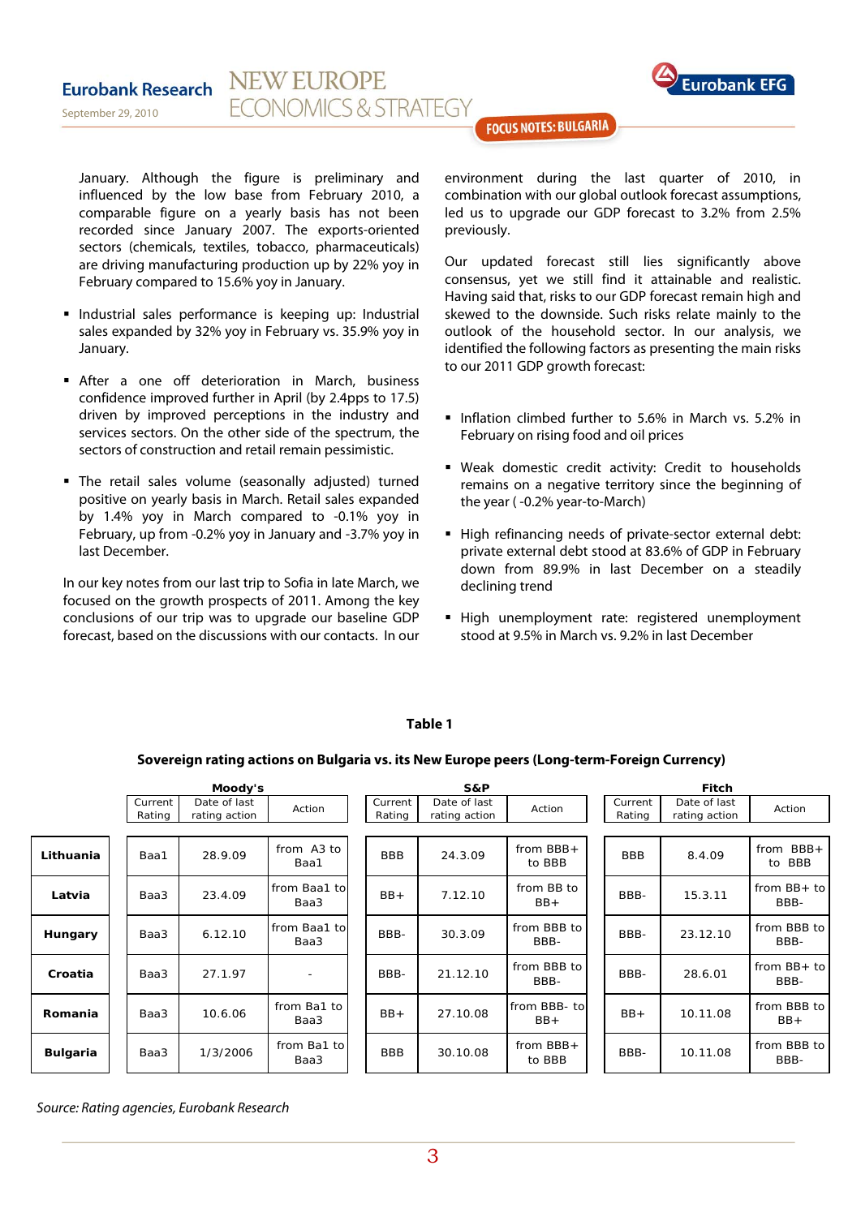January. Although the figure is preliminary and influenced by the low base from February 2010, a comparable figure on a yearly basis has not been recorded since January 2007. The exports-oriented sectors (chemicals, textiles, tobacco, pharmaceuticals) are driving manufacturing production up by 22% yoy in February compared to 15.6% yoy in January.

- Industrial sales performance is keeping up: Industrial sales expanded by 32% yoy in February vs. 35.9% yoy in January.
- After a one off deterioration in March, business confidence improved further in April (by 2.4pps to 17.5) driven by improved perceptions in the industry and services sectors. On the other side of the spectrum, the sectors of construction and retail remain pessimistic.
- The retail sales volume (seasonally adjusted) turned positive on yearly basis in March. Retail sales expanded by 1.4% yoy in March compared to -0.1% yoy in February, up from -0.2% yoy in January and -3.7% yoy in last December.

In our key notes from our last trip to Sofia in late March, we focused on the growth prospects of 2011. Among the key conclusions of our trip was to upgrade our baseline GDP forecast, based on the discussions with our contacts. In our environment during the last quarter of 2010, in combination with our global outlook forecast assumptions, led us to upgrade our GDP forecast to 3.2% from 2.5% previously.

Our updated forecast still lies significantly above consensus, yet we still find it attainable and realistic. Having said that, risks to our GDP forecast remain high and skewed to the downside. Such risks relate mainly to the outlook of the household sector. In our analysis, we identified the following factors as presenting the main risks to our 2011 GDP growth forecast:

- Inflation climbed further to 5.6% in March vs. 5.2% in February on rising food and oil prices
- Weak domestic credit activity: Credit to households remains on a negative territory since the beginning of the year ( -0.2% year-to-March)
- High refinancing needs of private-sector external debt: private external debt stood at 83.6% of GDP in February down from 89.9% in last December on a steadily declining trend
- High unemployment rate: registered unemployment stood at 9.5% in March vs. 9.2% in last December

**Table 1**

**Sovereign rating actions on Bulgaria vs. its New Europe peers (Long-term-Foreign Currency)**

| | Moody's | | | S&P | | | Fitch | | |
|---|---|---|---|---|---|---|---|---|---|
| | Current Rating | Date of last rating action | Action | Current Rating | Date of last rating action | Action | Current Rating | Date of last rating action | Action |
| **Lithuania** | Baa1 | 28.9.09 | from A3 to Baa1 | BBB | 24.3.09 | from BBB+ to BBB | BBB | 8.4.09 | from BBB+ to BBB |
| **Latvia** | Baa3 | 23.4.09 | from Baa1 to Baa3 | BB+ | 7.12.10 | from BB to BB+ | BBB- | 15.3.11 | from BB+ to BBB- |
| **Hungary** | Baa3 | 6.12.10 | from Baa1 to Baa3 | BBB- | 30.3.09 | from BBB to BBB- | BBB- | 23.12.10 | from BBB to BBB- |
| **Croatia** | Baa3 | 27.1.97 | - | BBB- | 21.12.10 | from BBB to BBB- | BBB- | 28.6.01 | from BB+ to BBB- |
| **Romania** | Baa3 | 10.6.06 | from Ba1 to Baa3 | BB+ | 27.10.08 | from BBB- to BB+ | BB+ | 10.11.08 | from BBB to BB+ |
| **Bulgaria** | Baa3 | 1/3/2006 | from Ba1 to Baa3 | BBB | 30.10.08 | from BBB+ to BBB | BBB- | 10.11.08 | from BBB to BBB- |

*Source: Rating agencies, Eurobank Research*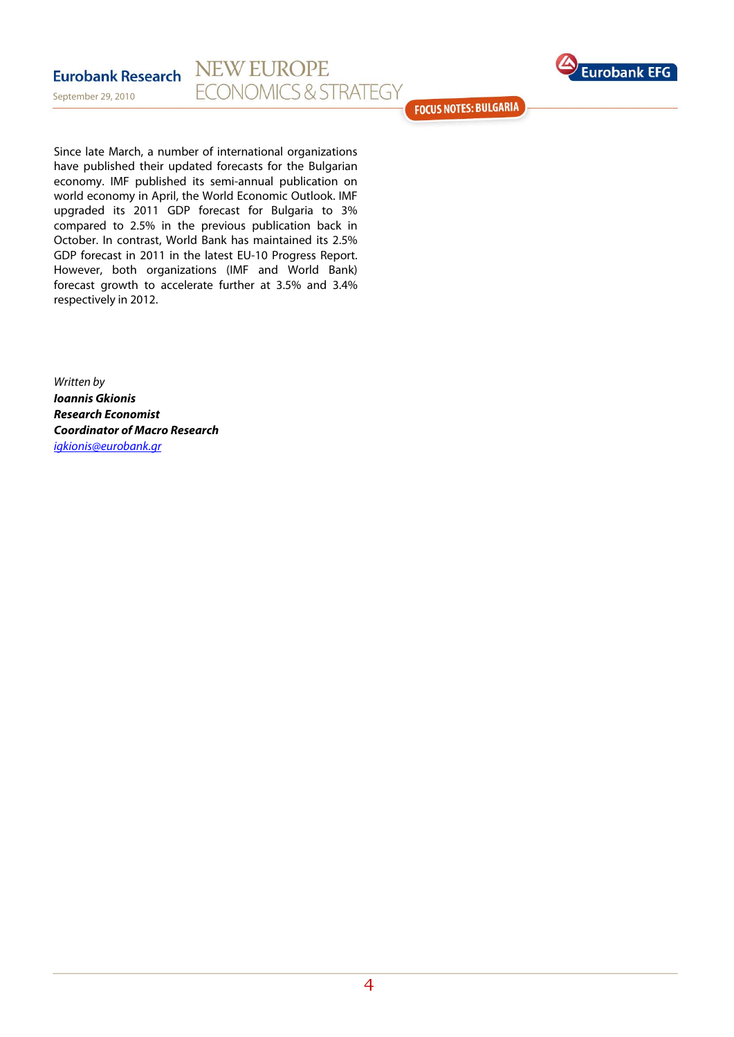Since late March, a number of international organizations have published their updated forecasts for the Bulgarian economy. IMF published its semi-annual publication on world economy in April, the World Economic Outlook. IMF upgraded its 2011 GDP forecast for Bulgaria to 3% compared to 2.5% in the previous publication back in October. In contrast, World Bank has maintained its 2.5% GDP forecast in 2011 in the latest EU-10 Progress Report. However, both organizations (IMF and World Bank) forecast growth to accelerate further at 3.5% and 3.4% respectively in 2012.

*Written by*
***Ioannis Gkionis***
***Research Economist***
***Coordinator of Macro Research***
*igkionis@eurobank.gr*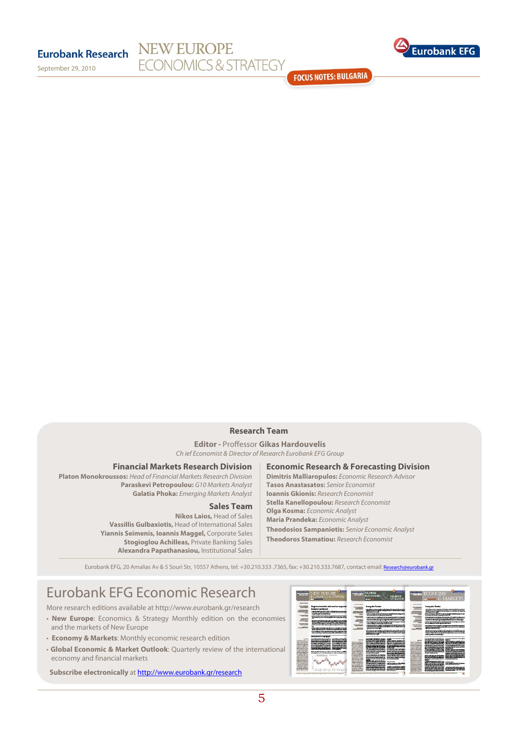## Research Team

**Editor** - Proffessor **Gikas Hardouvelis**
*Ch ief Economist & Director of Research Eurobank EFG Group*

### Financial Markets Research Division

**Platon Monokroussos:** *Head of Financial Markets Research Division*
**Paraskevi Petropoulou:** *G10 Markets Analyst*
**Galatia Phoka:** *Emerging Markets Analyst*

### Sales Team

**Nikos Laios,** Head of Sales
**Vassillis Gulbaxiotis,** Head of International Sales
**Yiannis Seimenis, Ioannis Maggel,** Corporate Sales
**Stogioglou Achilleas,** Private Banking Sales
**Alexandra Papathanasiou,** Institutional Sales

### Economic Research & Forecasting Division

**Dimitris Malliaropulos:** *Economic Research Advisor*
**Tasos Anastasatos:** *Senior Economist*
**Ioannis Gkionis:** *Research Economist*
**Stella Kanellopoulou:** *Research Economist*
**Olga Kosma:** *Economic Analyst*
**Maria Prandeka:** *Economic Analyst*
**Theodosios Sampaniotis:** *Senior Economic Analyst*
**Theodoros Stamatiou:** *Research Economist*

Eurobank EFG, 20 Amalias Av & 5 Souri Str, 10557 Athens, tel: +30.210.333 .7365, fax: +30.210.333.7687, contact email: Research@eurobank.gr

# Eurobank EFG Economic Research

More research editions available at http://www.eurobank.gr/research

- **New Europe**: Economics & Strategy Monthly edition on the economies and the markets of New Europe
- **Economy & Markets**: Monthly economic research edition
- **Global Economic & Market Outlook**: Quarterly review of the international economy and financial markets

**Subscribe electronically** at http://www.eurobank.gr/research